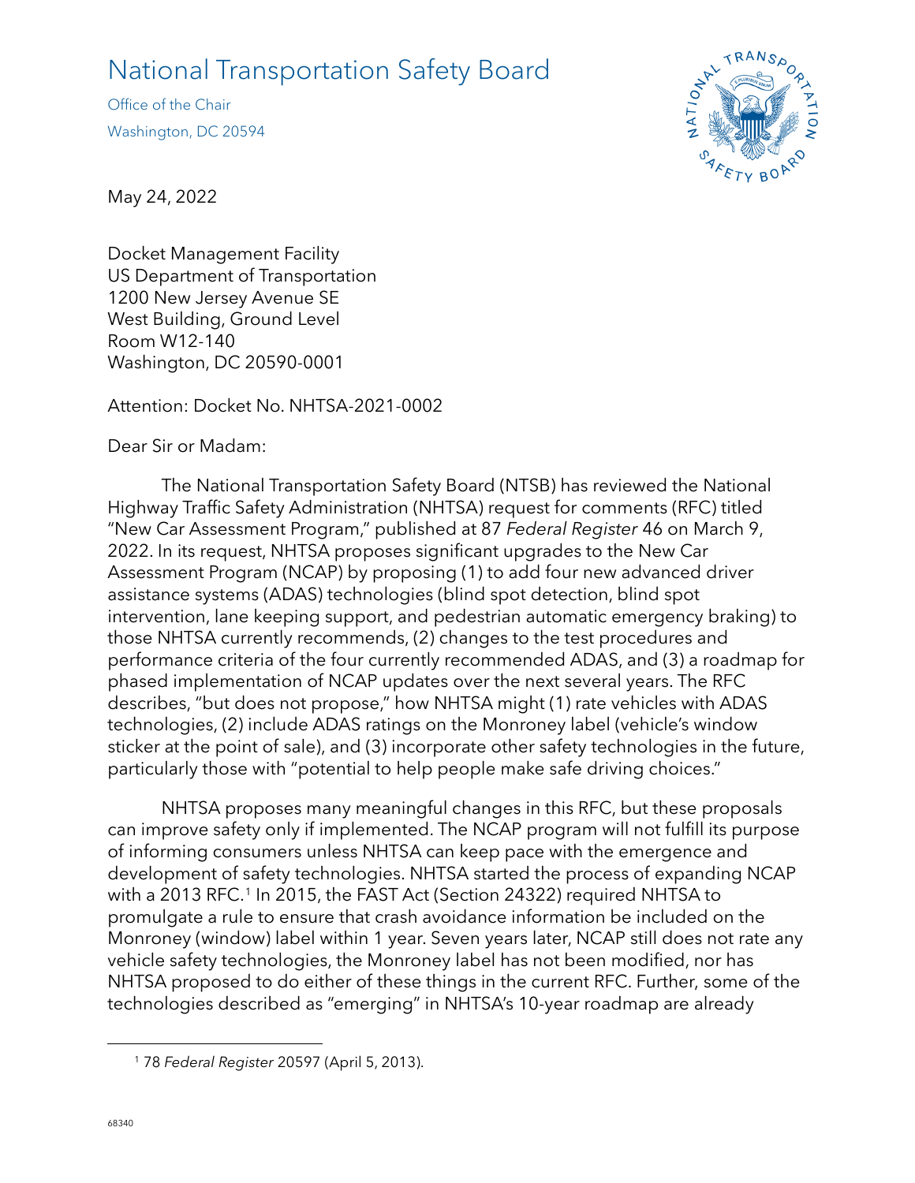# National Transportation Safety Board

Office of the Chair

Washington, DC 20594

May 24, 2022

Docket Management Facility
US Department of Transportation
1200 New Jersey Avenue SE
West Building, Ground Level
Room W12-140
Washington, DC 20590-0001

Attention: Docket No. NHTSA-2021-0002

Dear Sir or Madam:

The National Transportation Safety Board (NTSB) has reviewed the National Highway Traffic Safety Administration (NHTSA) request for comments (RFC) titled "New Car Assessment Program," published at 87 *Federal Register* 46 on March 9, 2022. In its request, NHTSA proposes significant upgrades to the New Car Assessment Program (NCAP) by proposing (1) to add four new advanced driver assistance systems (ADAS) technologies (blind spot detection, blind spot intervention, lane keeping support, and pedestrian automatic emergency braking) to those NHTSA currently recommends, (2) changes to the test procedures and performance criteria of the four currently recommended ADAS, and (3) a roadmap for phased implementation of NCAP updates over the next several years. The RFC describes, "but does not propose," how NHTSA might (1) rate vehicles with ADAS technologies, (2) include ADAS ratings on the Monroney label (vehicle's window sticker at the point of sale), and (3) incorporate other safety technologies in the future, particularly those with "potential to help people make safe driving choices."

NHTSA proposes many meaningful changes in this RFC, but these proposals can improve safety only if implemented. The NCAP program will not fulfill its purpose of informing consumers unless NHTSA can keep pace with the emergence and development of safety technologies. NHTSA started the process of expanding NCAP with a 2013 RFC.[1] In 2015, the FAST Act (Section 24322) required NHTSA to promulgate a rule to ensure that crash avoidance information be included on the Monroney (window) label within 1 year. Seven years later, NCAP still does not rate any vehicle safety technologies, the Monroney label has not been modified, nor has NHTSA proposed to do either of these things in the current RFC. Further, some of the technologies described as "emerging" in NHTSA's 10-year roadmap are already

[1] 78 *Federal Register* 20597 (April 5, 2013).

68340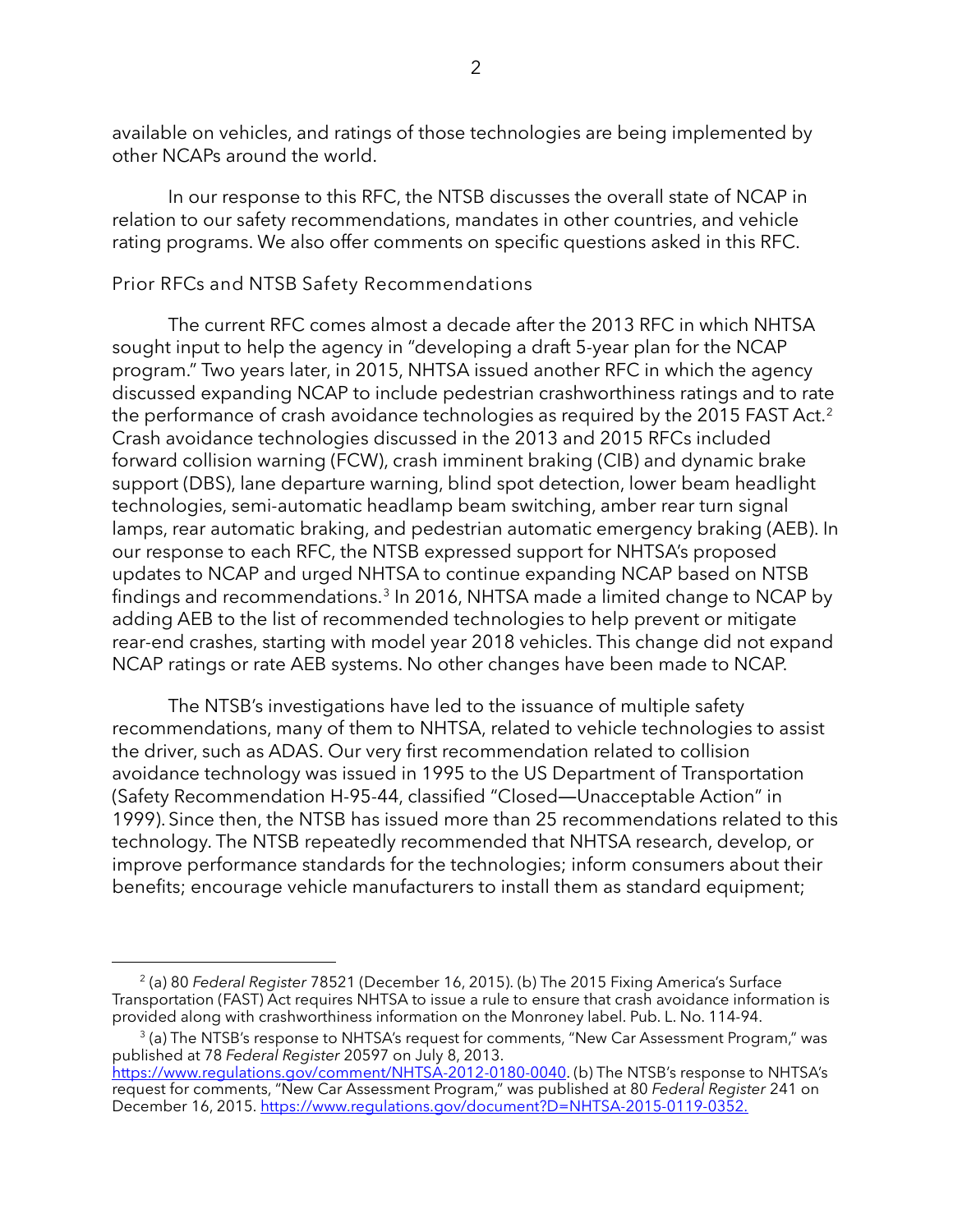available on vehicles, and ratings of those technologies are being implemented by other NCAPs around the world.

In our response to this RFC, the NTSB discusses the overall state of NCAP in relation to our safety recommendations, mandates in other countries, and vehicle rating programs. We also offer comments on specific questions asked in this RFC.

## Prior RFCs and NTSB Safety Recommendations

The current RFC comes almost a decade after the 2013 RFC in which NHTSA sought input to help the agency in "developing a draft 5-year plan for the NCAP program." Two years later, in 2015, NHTSA issued another RFC in which the agency discussed expanding NCAP to include pedestrian crashworthiness ratings and to rate the performance of crash avoidance technologies as required by the 2015 FAST Act.[2] Crash avoidance technologies discussed in the 2013 and 2015 RFCs included forward collision warning (FCW), crash imminent braking (CIB) and dynamic brake support (DBS), lane departure warning, blind spot detection, lower beam headlight technologies, semi-automatic headlamp beam switching, amber rear turn signal lamps, rear automatic braking, and pedestrian automatic emergency braking (AEB). In our response to each RFC, the NTSB expressed support for NHTSA's proposed updates to NCAP and urged NHTSA to continue expanding NCAP based on NTSB findings and recommendations.[3] In 2016, NHTSA made a limited change to NCAP by adding AEB to the list of recommended technologies to help prevent or mitigate rear-end crashes, starting with model year 2018 vehicles. This change did not expand NCAP ratings or rate AEB systems. No other changes have been made to NCAP.

The NTSB's investigations have led to the issuance of multiple safety recommendations, many of them to NHTSA, related to vehicle technologies to assist the driver, such as ADAS. Our very first recommendation related to collision avoidance technology was issued in 1995 to the US Department of Transportation (Safety Recommendation H-95-44, classified "Closed—Unacceptable Action" in 1999). Since then, the NTSB has issued more than 25 recommendations related to this technology. The NTSB repeatedly recommended that NHTSA research, develop, or improve performance standards for the technologies; inform consumers about their benefits; encourage vehicle manufacturers to install them as standard equipment;

---

[2] (a) 80 *Federal Register* 78521 (December 16, 2015). (b) The 2015 Fixing America's Surface Transportation (FAST) Act requires NHTSA to issue a rule to ensure that crash avoidance information is provided along with crashworthiness information on the Monroney label. Pub. L. No. 114-94.

[3] (a) The NTSB's response to NHTSA's request for comments, "New Car Assessment Program," was published at 78 *Federal Register* 20597 on July 8, 2013. https://www.regulations.gov/comment/NHTSA-2012-0180-0040. (b) The NTSB's response to NHTSA's request for comments, "New Car Assessment Program," was published at 80 *Federal Register* 241 on December 16, 2015. https://www.regulations.gov/document?D=NHTSA-2015-0119-0352.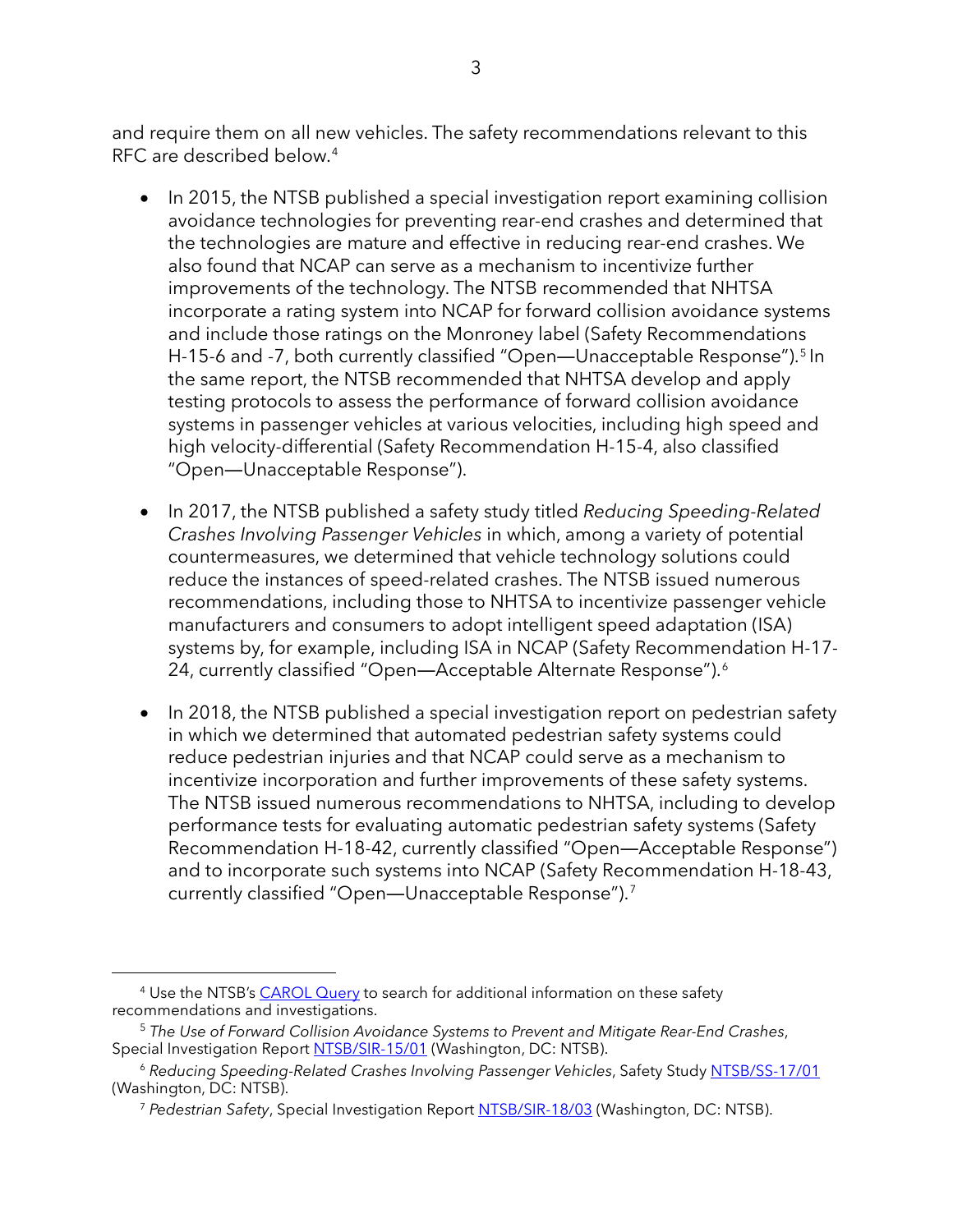and require them on all new vehicles. The safety recommendations relevant to this RFC are described below.[4]

- In 2015, the NTSB published a special investigation report examining collision avoidance technologies for preventing rear-end crashes and determined that the technologies are mature and effective in reducing rear-end crashes. We also found that NCAP can serve as a mechanism to incentivize further improvements of the technology. The NTSB recommended that NHTSA incorporate a rating system into NCAP for forward collision avoidance systems and include those ratings on the Monroney label (Safety Recommendations H-15-6 and -7, both currently classified "Open—Unacceptable Response").[5] In the same report, the NTSB recommended that NHTSA develop and apply testing protocols to assess the performance of forward collision avoidance systems in passenger vehicles at various velocities, including high speed and high velocity-differential (Safety Recommendation H-15-4, also classified "Open—Unacceptable Response").

- In 2017, the NTSB published a safety study titled *Reducing Speeding-Related Crashes Involving Passenger Vehicles* in which, among a variety of potential countermeasures, we determined that vehicle technology solutions could reduce the instances of speed-related crashes. The NTSB issued numerous recommendations, including those to NHTSA to incentivize passenger vehicle manufacturers and consumers to adopt intelligent speed adaptation (ISA) systems by, for example, including ISA in NCAP (Safety Recommendation H-17-24, currently classified "Open—Acceptable Alternate Response").[6]

- In 2018, the NTSB published a special investigation report on pedestrian safety in which we determined that automated pedestrian safety systems could reduce pedestrian injuries and that NCAP could serve as a mechanism to incentivize incorporation and further improvements of these safety systems. The NTSB issued numerous recommendations to NHTSA, including to develop performance tests for evaluating automatic pedestrian safety systems (Safety Recommendation H-18-42, currently classified "Open—Acceptable Response") and to incorporate such systems into NCAP (Safety Recommendation H-18-43, currently classified "Open—Unacceptable Response").[7]

---

[4] Use the NTSB's CAROL Query to search for additional information on these safety recommendations and investigations.

[5] *The Use of Forward Collision Avoidance Systems to Prevent and Mitigate Rear-End Crashes*, Special Investigation Report NTSB/SIR-15/01 (Washington, DC: NTSB).

[6] *Reducing Speeding-Related Crashes Involving Passenger Vehicles*, Safety Study NTSB/SS-17/01 (Washington, DC: NTSB).

[7] *Pedestrian Safety*, Special Investigation Report NTSB/SIR-18/03 (Washington, DC: NTSB).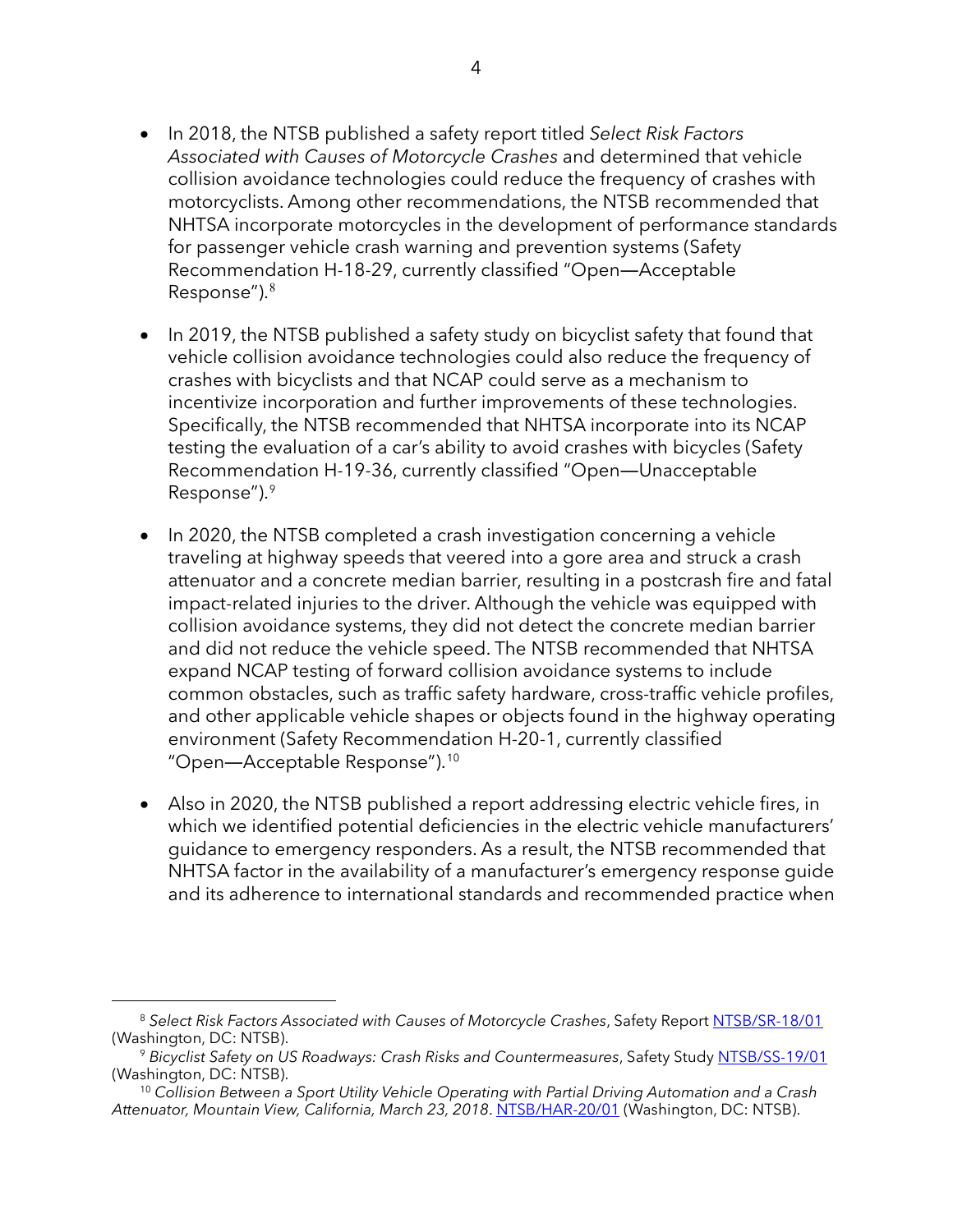- In 2018, the NTSB published a safety report titled *Select Risk Factors Associated with Causes of Motorcycle Crashes* and determined that vehicle collision avoidance technologies could reduce the frequency of crashes with motorcyclists. Among other recommendations, the NTSB recommended that NHTSA incorporate motorcycles in the development of performance standards for passenger vehicle crash warning and prevention systems (Safety Recommendation H-18-29, currently classified "Open—Acceptable Response").[8]

- In 2019, the NTSB published a safety study on bicyclist safety that found that vehicle collision avoidance technologies could also reduce the frequency of crashes with bicyclists and that NCAP could serve as a mechanism to incentivize incorporation and further improvements of these technologies. Specifically, the NTSB recommended that NHTSA incorporate into its NCAP testing the evaluation of a car's ability to avoid crashes with bicycles (Safety Recommendation H-19-36, currently classified "Open—Unacceptable Response").[9]

- In 2020, the NTSB completed a crash investigation concerning a vehicle traveling at highway speeds that veered into a gore area and struck a crash attenuator and a concrete median barrier, resulting in a postcrash fire and fatal impact-related injuries to the driver. Although the vehicle was equipped with collision avoidance systems, they did not detect the concrete median barrier and did not reduce the vehicle speed. The NTSB recommended that NHTSA expand NCAP testing of forward collision avoidance systems to include common obstacles, such as traffic safety hardware, cross-traffic vehicle profiles, and other applicable vehicle shapes or objects found in the highway operating environment (Safety Recommendation H-20-1, currently classified "Open—Acceptable Response").[10]

- Also in 2020, the NTSB published a report addressing electric vehicle fires, in which we identified potential deficiencies in the electric vehicle manufacturers' guidance to emergency responders. As a result, the NTSB recommended that NHTSA factor in the availability of a manufacturer's emergency response guide and its adherence to international standards and recommended practice when

---

[8] *Select Risk Factors Associated with Causes of Motorcycle Crashes*, Safety Report NTSB/SR-18/01 (Washington, DC: NTSB).

[9] *Bicyclist Safety on US Roadways: Crash Risks and Countermeasures*, Safety Study NTSB/SS-19/01 (Washington, DC: NTSB).

[10] *Collision Between a Sport Utility Vehicle Operating with Partial Driving Automation and a Crash Attenuator, Mountain View, California, March 23, 2018*. NTSB/HAR-20/01 (Washington, DC: NTSB).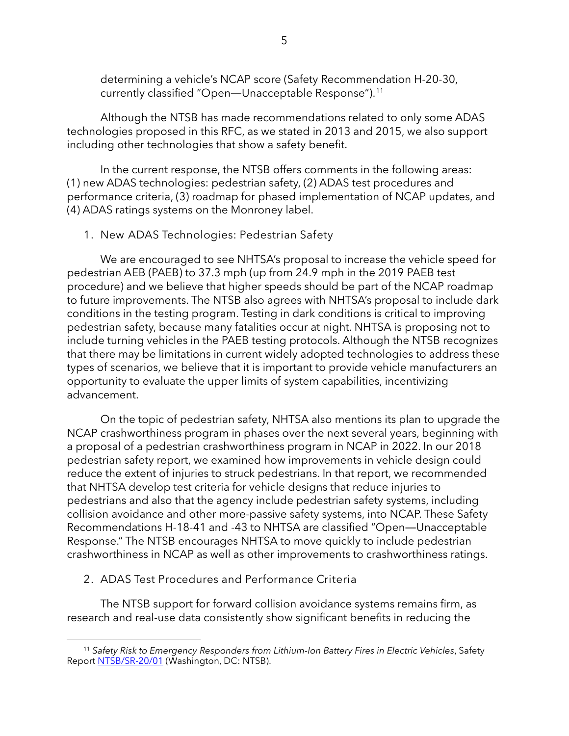determining a vehicle's NCAP score (Safety Recommendation H-20-30, currently classified "Open—Unacceptable Response").[11]

Although the NTSB has made recommendations related to only some ADAS technologies proposed in this RFC, as we stated in 2013 and 2015, we also support including other technologies that show a safety benefit.

In the current response, the NTSB offers comments in the following areas: (1) new ADAS technologies: pedestrian safety, (2) ADAS test procedures and performance criteria, (3) roadmap for phased implementation of NCAP updates, and (4) ADAS ratings systems on the Monroney label.

## 1. New ADAS Technologies: Pedestrian Safety

We are encouraged to see NHTSA's proposal to increase the vehicle speed for pedestrian AEB (PAEB) to 37.3 mph (up from 24.9 mph in the 2019 PAEB test procedure) and we believe that higher speeds should be part of the NCAP roadmap to future improvements. The NTSB also agrees with NHTSA's proposal to include dark conditions in the testing program. Testing in dark conditions is critical to improving pedestrian safety, because many fatalities occur at night. NHTSA is proposing not to include turning vehicles in the PAEB testing protocols. Although the NTSB recognizes that there may be limitations in current widely adopted technologies to address these types of scenarios, we believe that it is important to provide vehicle manufacturers an opportunity to evaluate the upper limits of system capabilities, incentivizing advancement.

On the topic of pedestrian safety, NHTSA also mentions its plan to upgrade the NCAP crashworthiness program in phases over the next several years, beginning with a proposal of a pedestrian crashworthiness program in NCAP in 2022. In our 2018 pedestrian safety report, we examined how improvements in vehicle design could reduce the extent of injuries to struck pedestrians. In that report, we recommended that NHTSA develop test criteria for vehicle designs that reduce injuries to pedestrians and also that the agency include pedestrian safety systems, including collision avoidance and other more-passive safety systems, into NCAP. These Safety Recommendations H-18-41 and -43 to NHTSA are classified "Open—Unacceptable Response." The NTSB encourages NHTSA to move quickly to include pedestrian crashworthiness in NCAP as well as other improvements to crashworthiness ratings.

## 2. ADAS Test Procedures and Performance Criteria

The NTSB support for forward collision avoidance systems remains firm, as research and real-use data consistently show significant benefits in reducing the

---

[11] *Safety Risk to Emergency Responders from Lithium-Ion Battery Fires in Electric Vehicles*, Safety Report [NTSB/SR-20/01](NTSB/SR-20/01) (Washington, DC: NTSB).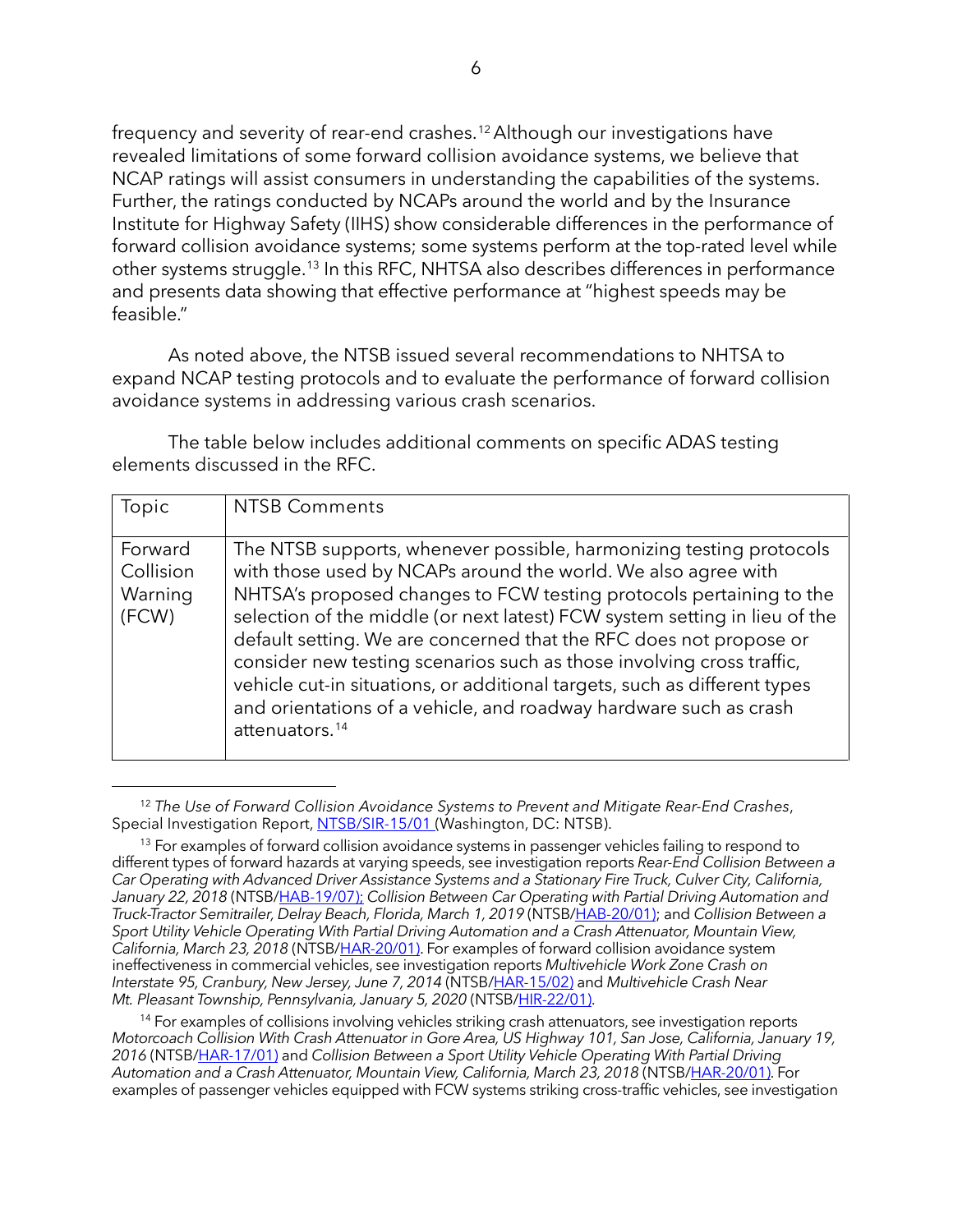frequency and severity of rear-end crashes.[12] Although our investigations have revealed limitations of some forward collision avoidance systems, we believe that NCAP ratings will assist consumers in understanding the capabilities of the systems. Further, the ratings conducted by NCAPs around the world and by the Insurance Institute for Highway Safety (IIHS) show considerable differences in the performance of forward collision avoidance systems; some systems perform at the top-rated level while other systems struggle.[13] In this RFC, NHTSA also describes differences in performance and presents data showing that effective performance at "highest speeds may be feasible."

As noted above, the NTSB issued several recommendations to NHTSA to expand NCAP testing protocols and to evaluate the performance of forward collision avoidance systems in addressing various crash scenarios.

The table below includes additional comments on specific ADAS testing elements discussed in the RFC.

| Topic | NTSB Comments |
| --- | --- |
| Forward Collision Warning (FCW) | The NTSB supports, whenever possible, harmonizing testing protocols with those used by NCAPs around the world. We also agree with NHTSA's proposed changes to FCW testing protocols pertaining to the selection of the middle (or next latest) FCW system setting in lieu of the default setting. We are concerned that the RFC does not propose or consider new testing scenarios such as those involving cross traffic, vehicle cut-in situations, or additional targets, such as different types and orientations of a vehicle, and roadway hardware such as crash attenuators.[14] |

---

[12] *The Use of Forward Collision Avoidance Systems to Prevent and Mitigate Rear-End Crashes*, Special Investigation Report, NTSB/SIR-15/01 (Washington, DC: NTSB).

[13] For examples of forward collision avoidance systems in passenger vehicles failing to respond to different types of forward hazards at varying speeds, see investigation reports *Rear-End Collision Between a Car Operating with Advanced Driver Assistance Systems and a Stationary Fire Truck, Culver City, California, January 22, 2018* (NTSB/HAB-19/07); *Collision Between Car Operating with Partial Driving Automation and Truck-Tractor Semitrailer, Delray Beach, Florida, March 1, 2019* (NTSB/HAB-20/01); and *Collision Between a Sport Utility Vehicle Operating With Partial Driving Automation and a Crash Attenuator, Mountain View, California, March 23, 2018* (NTSB/HAR-20/01). For examples of forward collision avoidance system ineffectiveness in commercial vehicles, see investigation reports *Multivehicle Work Zone Crash on Interstate 95, Cranbury, New Jersey, June 7, 2014* (NTSB/HAR-15/02) and *Multivehicle Crash Near Mt. Pleasant Township, Pennsylvania, January 5, 2020* (NTSB/HIR-22/01).

[14] For examples of collisions involving vehicles striking crash attenuators, see investigation reports *Motorcoach Collision With Crash Attenuator in Gore Area, US Highway 101, San Jose, California, January 19, 2016* (NTSB/HAR-17/01) and *Collision Between a Sport Utility Vehicle Operating With Partial Driving Automation and a Crash Attenuator, Mountain View, California, March 23, 2018* (NTSB/HAR-20/01). For examples of passenger vehicles equipped with FCW systems striking cross-traffic vehicles, see investigation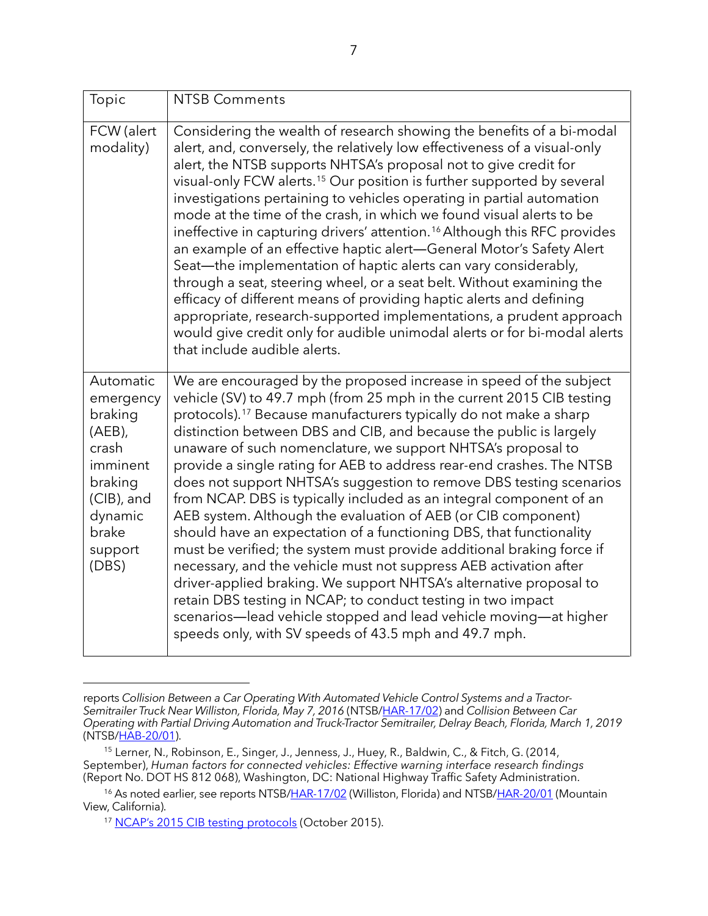| Topic | NTSB Comments |
|---|---|
| FCW (alert modality) | Considering the wealth of research showing the benefits of a bi-modal alert, and, conversely, the relatively low effectiveness of a visual-only alert, the NTSB supports NHTSA's proposal not to give credit for visual-only FCW alerts.[15] Our position is further supported by several investigations pertaining to vehicles operating in partial automation mode at the time of the crash, in which we found visual alerts to be ineffective in capturing drivers' attention.[16] Although this RFC provides an example of an effective haptic alert—General Motor's Safety Alert Seat—the implementation of haptic alerts can vary considerably, through a seat, steering wheel, or a seat belt. Without examining the efficacy of different means of providing haptic alerts and defining appropriate, research-supported implementations, a prudent approach would give credit only for audible unimodal alerts or for bi-modal alerts that include audible alerts. |
| Automatic emergency braking (AEB), crash imminent braking (CIB), and dynamic brake support (DBS) | We are encouraged by the proposed increase in speed of the subject vehicle (SV) to 49.7 mph (from 25 mph in the current 2015 CIB testing protocols).[17] Because manufacturers typically do not make a sharp distinction between DBS and CIB, and because the public is largely unaware of such nomenclature, we support NHTSA's proposal to provide a single rating for AEB to address rear-end crashes. The NTSB does not support NHTSA's suggestion to remove DBS testing scenarios from NCAP. DBS is typically included as an integral component of an AEB system. Although the evaluation of AEB (or CIB component) should have an expectation of a functioning DBS, that functionality must be verified; the system must provide additional braking force if necessary, and the vehicle must not suppress AEB activation after driver-applied braking. We support NHTSA's alternative proposal to retain DBS testing in NCAP; to conduct testing in two impact scenarios—lead vehicle stopped and lead vehicle moving—at higher speeds only, with SV speeds of 43.5 mph and 49.7 mph. |

---

reports *Collision Between a Car Operating With Automated Vehicle Control Systems and a Tractor-Semitrailer Truck Near Williston, Florida, May 7, 2016* (NTSB/HAR-17/02) and *Collision Between Car Operating with Partial Driving Automation and Truck-Tractor Semitrailer, Delray Beach, Florida, March 1, 2019* (NTSB/HAB-20/01).

[15] Lerner, N., Robinson, E., Singer, J., Jenness, J., Huey, R., Baldwin, C., & Fitch, G. (2014, September), *Human factors for connected vehicles: Effective warning interface research findings* (Report No. DOT HS 812 068), Washington, DC: National Highway Traffic Safety Administration.

[16] As noted earlier, see reports NTSB/HAR-17/02 (Williston, Florida) and NTSB/HAR-20/01 (Mountain View, California).

[17] NCAP's 2015 CIB testing protocols (October 2015).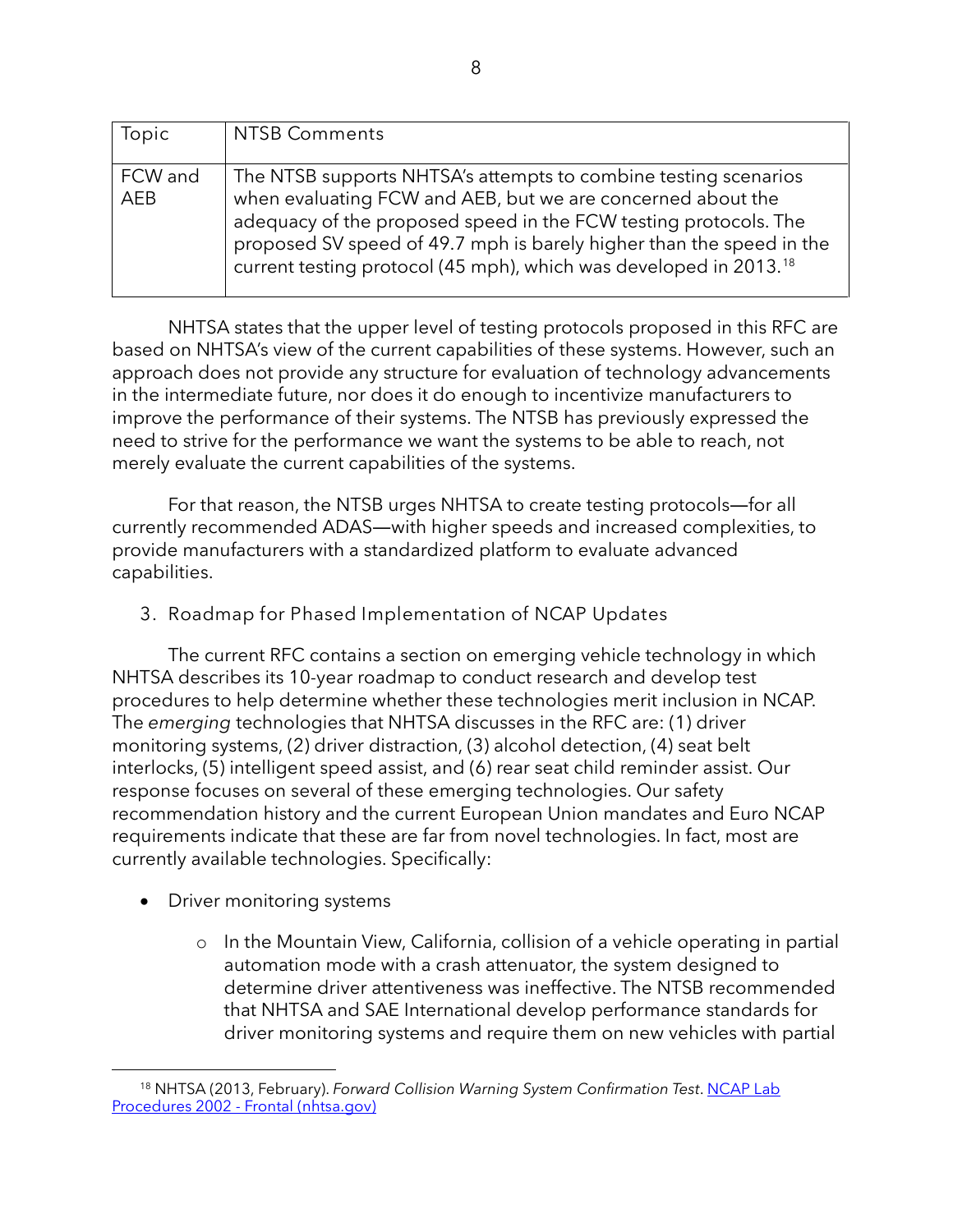| Topic | NTSB Comments |
|---|---|
| FCW and AEB | The NTSB supports NHTSA's attempts to combine testing scenarios when evaluating FCW and AEB, but we are concerned about the adequacy of the proposed speed in the FCW testing protocols. The proposed SV speed of 49.7 mph is barely higher than the speed in the current testing protocol (45 mph), which was developed in 2013.[18] |

NHTSA states that the upper level of testing protocols proposed in this RFC are based on NHTSA's view of the current capabilities of these systems. However, such an approach does not provide any structure for evaluation of technology advancements in the intermediate future, nor does it do enough to incentivize manufacturers to improve the performance of their systems. The NTSB has previously expressed the need to strive for the performance we want the systems to be able to reach, not merely evaluate the current capabilities of the systems.

For that reason, the NTSB urges NHTSA to create testing protocols—for all currently recommended ADAS—with higher speeds and increased complexities, to provide manufacturers with a standardized platform to evaluate advanced capabilities.

3. Roadmap for Phased Implementation of NCAP Updates

The current RFC contains a section on emerging vehicle technology in which NHTSA describes its 10-year roadmap to conduct research and develop test procedures to help determine whether these technologies merit inclusion in NCAP. The *emerging* technologies that NHTSA discusses in the RFC are: (1) driver monitoring systems, (2) driver distraction, (3) alcohol detection, (4) seat belt interlocks, (5) intelligent speed assist, and (6) rear seat child reminder assist. Our response focuses on several of these emerging technologies. Our safety recommendation history and the current European Union mandates and Euro NCAP requirements indicate that these are far from novel technologies. In fact, most are currently available technologies. Specifically:

- Driver monitoring systems
  - In the Mountain View, California, collision of a vehicle operating in partial automation mode with a crash attenuator, the system designed to determine driver attentiveness was ineffective. The NTSB recommended that NHTSA and SAE International develop performance standards for driver monitoring systems and require them on new vehicles with partial

[18] NHTSA (2013, February). *Forward Collision Warning System Confirmation Test*. [NCAP Lab Procedures 2002 - Frontal (nhtsa.gov)](https://www.nhtsa.gov)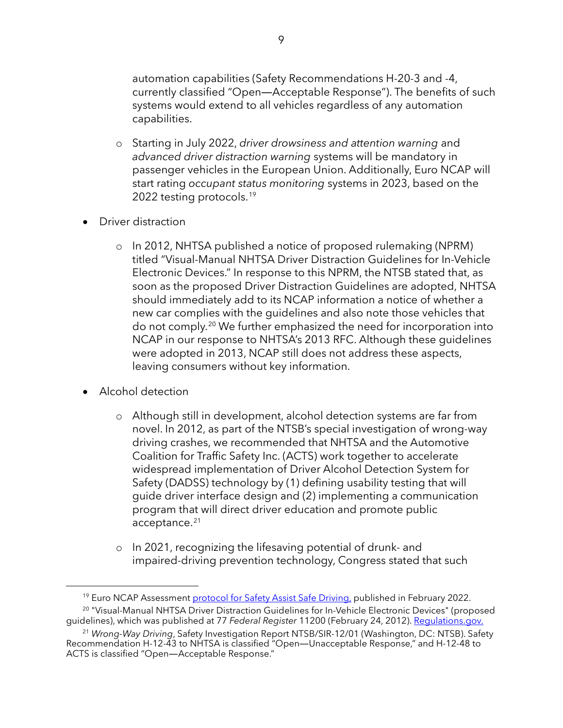automation capabilities (Safety Recommendations H-20-3 and -4, currently classified "Open—Acceptable Response"). The benefits of such systems would extend to all vehicles regardless of any automation capabilities.

    - Starting in July 2022, *driver drowsiness and attention warning* and *advanced driver distraction warning* systems will be mandatory in passenger vehicles in the European Union. Additionally, Euro NCAP will start rating *occupant status monitoring* systems in 2023, based on the 2022 testing protocols.[19]

- Driver distraction
    - In 2012, NHTSA published a notice of proposed rulemaking (NPRM) titled "Visual-Manual NHTSA Driver Distraction Guidelines for In-Vehicle Electronic Devices." In response to this NPRM, the NTSB stated that, as soon as the proposed Driver Distraction Guidelines are adopted, NHTSA should immediately add to its NCAP information a notice of whether a new car complies with the guidelines and also note those vehicles that do not comply.[20] We further emphasized the need for incorporation into NCAP in our response to NHTSA's 2013 RFC. Although these guidelines were adopted in 2013, NCAP still does not address these aspects, leaving consumers without key information.

- Alcohol detection
    - Although still in development, alcohol detection systems are far from novel. In 2012, as part of the NTSB's special investigation of wrong-way driving crashes, we recommended that NHTSA and the Automotive Coalition for Traffic Safety Inc. (ACTS) work together to accelerate widespread implementation of Driver Alcohol Detection System for Safety (DADSS) technology by (1) defining usability testing that will guide driver interface design and (2) implementing a communication program that will direct driver education and promote public acceptance.[21]
    - In 2021, recognizing the lifesaving potential of drunk- and impaired-driving prevention technology, Congress stated that such

---

[19] Euro NCAP Assessment protocol for Safety Assist Safe Driving, published in February 2022.

[20] "Visual-Manual NHTSA Driver Distraction Guidelines for In-Vehicle Electronic Devices" (proposed guidelines), which was published at 77 *Federal Register* 11200 (February 24, 2012). Regulations.gov.

[21] *Wrong-Way Driving*, Safety Investigation Report NTSB/SIR-12/01 (Washington, DC: NTSB). Safety Recommendation H-12-43 to NHTSA is classified "Open—Unacceptable Response," and H-12-48 to ACTS is classified "Open—Acceptable Response."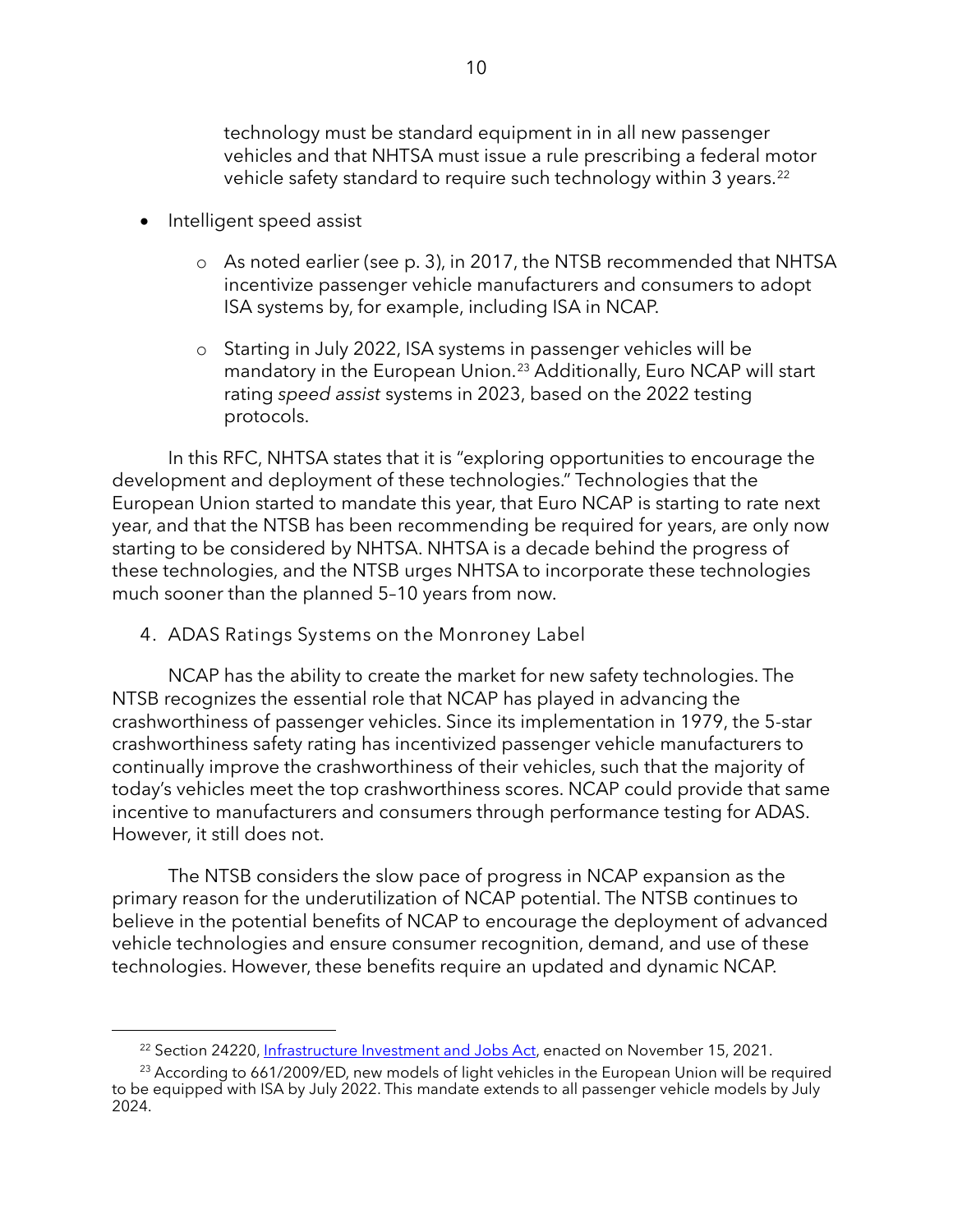technology must be standard equipment in in all new passenger vehicles and that NHTSA must issue a rule prescribing a federal motor vehicle safety standard to require such technology within 3 years.[22]

- Intelligent speed assist
  - As noted earlier (see p. 3), in 2017, the NTSB recommended that NHTSA incentivize passenger vehicle manufacturers and consumers to adopt ISA systems by, for example, including ISA in NCAP.
  - Starting in July 2022, ISA systems in passenger vehicles will be mandatory in the European Union.[23] Additionally, Euro NCAP will start rating *speed assist* systems in 2023, based on the 2022 testing protocols.

In this RFC, NHTSA states that it is "exploring opportunities to encourage the development and deployment of these technologies." Technologies that the European Union started to mandate this year, that Euro NCAP is starting to rate next year, and that the NTSB has been recommending be required for years, are only now starting to be considered by NHTSA. NHTSA is a decade behind the progress of these technologies, and the NTSB urges NHTSA to incorporate these technologies much sooner than the planned 5–10 years from now.

### 4. ADAS Ratings Systems on the Monroney Label

NCAP has the ability to create the market for new safety technologies. The NTSB recognizes the essential role that NCAP has played in advancing the crashworthiness of passenger vehicles. Since its implementation in 1979, the 5-star crashworthiness safety rating has incentivized passenger vehicle manufacturers to continually improve the crashworthiness of their vehicles, such that the majority of today's vehicles meet the top crashworthiness scores. NCAP could provide that same incentive to manufacturers and consumers through performance testing for ADAS. However, it still does not.

The NTSB considers the slow pace of progress in NCAP expansion as the primary reason for the underutilization of NCAP potential. The NTSB continues to believe in the potential benefits of NCAP to encourage the deployment of advanced vehicle technologies and ensure consumer recognition, demand, and use of these technologies. However, these benefits require an updated and dynamic NCAP.

---

[22] Section 24220, [Infrastructure Investment and Jobs Act](), enacted on November 15, 2021.

[23] According to 661/2009/ED, new models of light vehicles in the European Union will be required to be equipped with ISA by July 2022. This mandate extends to all passenger vehicle models by July 2024.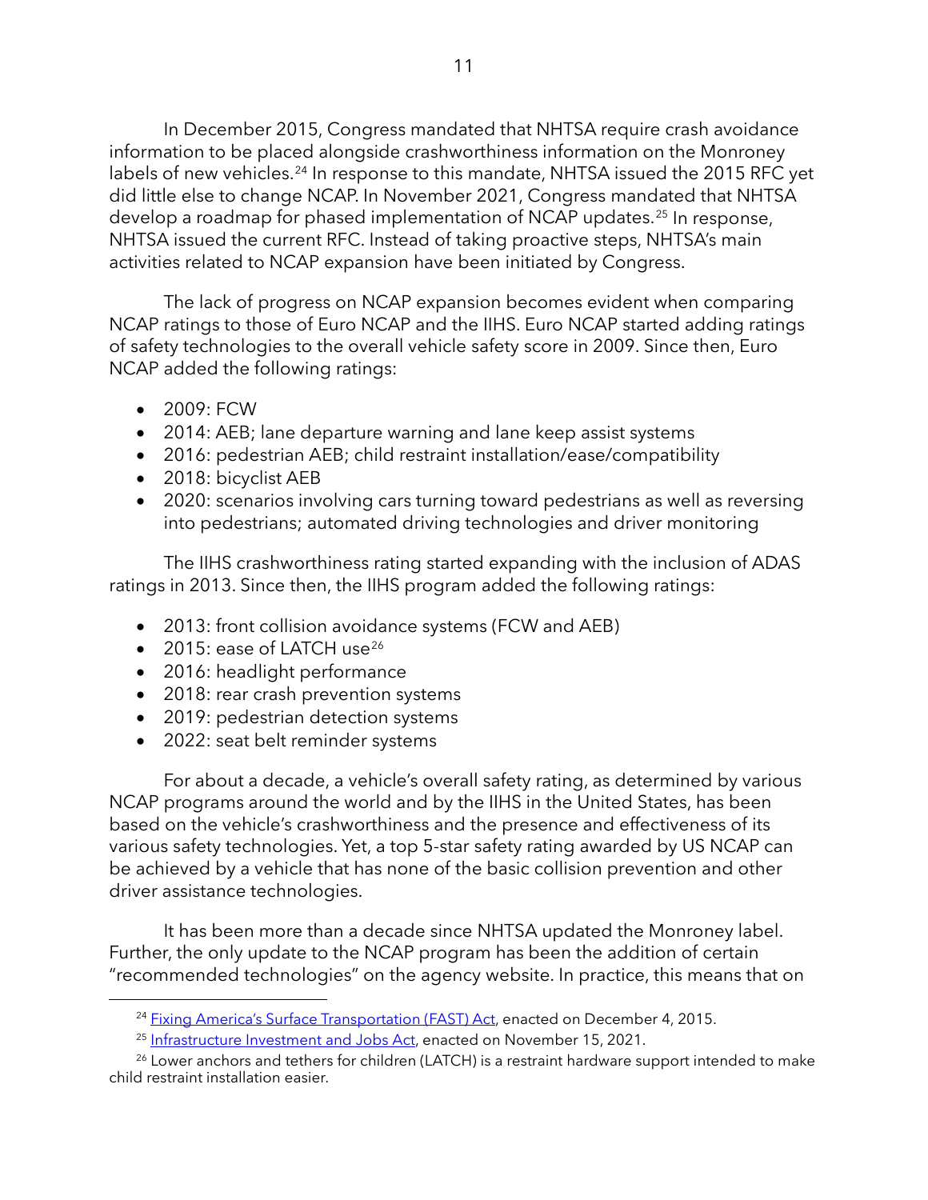In December 2015, Congress mandated that NHTSA require crash avoidance information to be placed alongside crashworthiness information on the Monroney labels of new vehicles.[24] In response to this mandate, NHTSA issued the 2015 RFC yet did little else to change NCAP. In November 2021, Congress mandated that NHTSA develop a roadmap for phased implementation of NCAP updates.[25] In response, NHTSA issued the current RFC. Instead of taking proactive steps, NHTSA's main activities related to NCAP expansion have been initiated by Congress.

The lack of progress on NCAP expansion becomes evident when comparing NCAP ratings to those of Euro NCAP and the IIHS. Euro NCAP started adding ratings of safety technologies to the overall vehicle safety score in 2009. Since then, Euro NCAP added the following ratings:

- 2009: FCW
- 2014: AEB; lane departure warning and lane keep assist systems
- 2016: pedestrian AEB; child restraint installation/ease/compatibility
- 2018: bicyclist AEB
- 2020: scenarios involving cars turning toward pedestrians as well as reversing into pedestrians; automated driving technologies and driver monitoring

The IIHS crashworthiness rating started expanding with the inclusion of ADAS ratings in 2013. Since then, the IIHS program added the following ratings:

- 2013: front collision avoidance systems (FCW and AEB)
- 2015: ease of LATCH use[26]
- 2016: headlight performance
- 2018: rear crash prevention systems
- 2019: pedestrian detection systems
- 2022: seat belt reminder systems

For about a decade, a vehicle's overall safety rating, as determined by various NCAP programs around the world and by the IIHS in the United States, has been based on the vehicle's crashworthiness and the presence and effectiveness of its various safety technologies. Yet, a top 5-star safety rating awarded by US NCAP can be achieved by a vehicle that has none of the basic collision prevention and other driver assistance technologies.

It has been more than a decade since NHTSA updated the Monroney label. Further, the only update to the NCAP program has been the addition of certain "recommended technologies" on the agency website. In practice, this means that on

---

[24] Fixing America's Surface Transportation (FAST) Act, enacted on December 4, 2015.

[25] Infrastructure Investment and Jobs Act, enacted on November 15, 2021.

[26] Lower anchors and tethers for children (LATCH) is a restraint hardware support intended to make child restraint installation easier.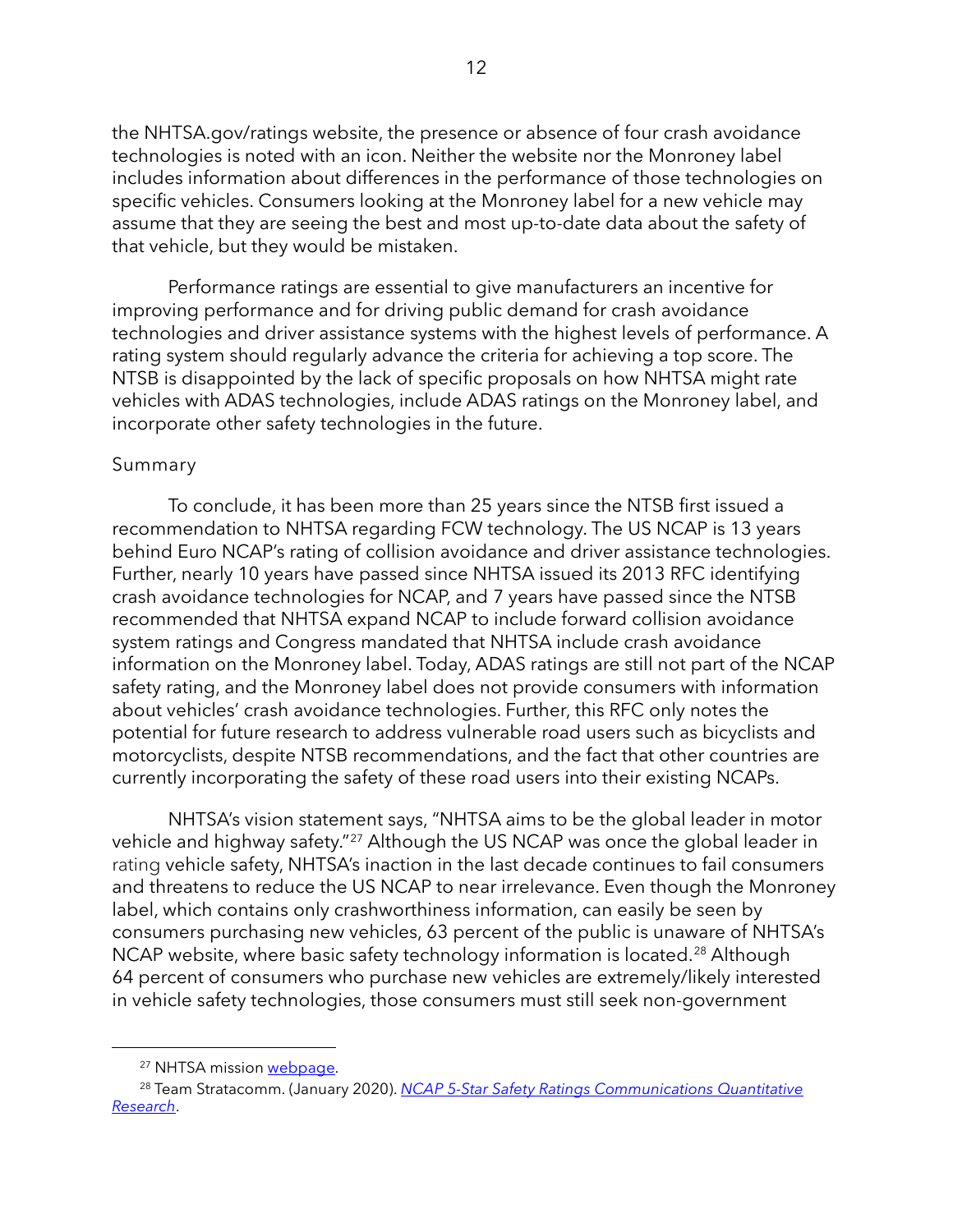the NHTSA.gov/ratings website, the presence or absence of four crash avoidance technologies is noted with an icon. Neither the website nor the Monroney label includes information about differences in the performance of those technologies on specific vehicles. Consumers looking at the Monroney label for a new vehicle may assume that they are seeing the best and most up-to-date data about the safety of that vehicle, but they would be mistaken.

Performance ratings are essential to give manufacturers an incentive for improving performance and for driving public demand for crash avoidance technologies and driver assistance systems with the highest levels of performance. A rating system should regularly advance the criteria for achieving a top score. The NTSB is disappointed by the lack of specific proposals on how NHTSA might rate vehicles with ADAS technologies, include ADAS ratings on the Monroney label, and incorporate other safety technologies in the future.

## Summary

To conclude, it has been more than 25 years since the NTSB first issued a recommendation to NHTSA regarding FCW technology. The US NCAP is 13 years behind Euro NCAP's rating of collision avoidance and driver assistance technologies. Further, nearly 10 years have passed since NHTSA issued its 2013 RFC identifying crash avoidance technologies for NCAP, and 7 years have passed since the NTSB recommended that NHTSA expand NCAP to include forward collision avoidance system ratings and Congress mandated that NHTSA include crash avoidance information on the Monroney label. Today, ADAS ratings are still not part of the NCAP safety rating, and the Monroney label does not provide consumers with information about vehicles' crash avoidance technologies. Further, this RFC only notes the potential for future research to address vulnerable road users such as bicyclists and motorcyclists, despite NTSB recommendations, and the fact that other countries are currently incorporating the safety of these road users into their existing NCAPs.

NHTSA's vision statement says, "NHTSA aims to be the global leader in motor vehicle and highway safety."[27] Although the US NCAP was once the global leader in rating vehicle safety, NHTSA's inaction in the last decade continues to fail consumers and threatens to reduce the US NCAP to near irrelevance. Even though the Monroney label, which contains only crashworthiness information, can easily be seen by consumers purchasing new vehicles, 63 percent of the public is unaware of NHTSA's NCAP website, where basic safety technology information is located.[28] Although 64 percent of consumers who purchase new vehicles are extremely/likely interested in vehicle safety technologies, those consumers must still seek non-government

[27] NHTSA mission webpage.

[28] Team Stratacomm. (January 2020). *NCAP 5-Star Safety Ratings Communications Quantitative Research*.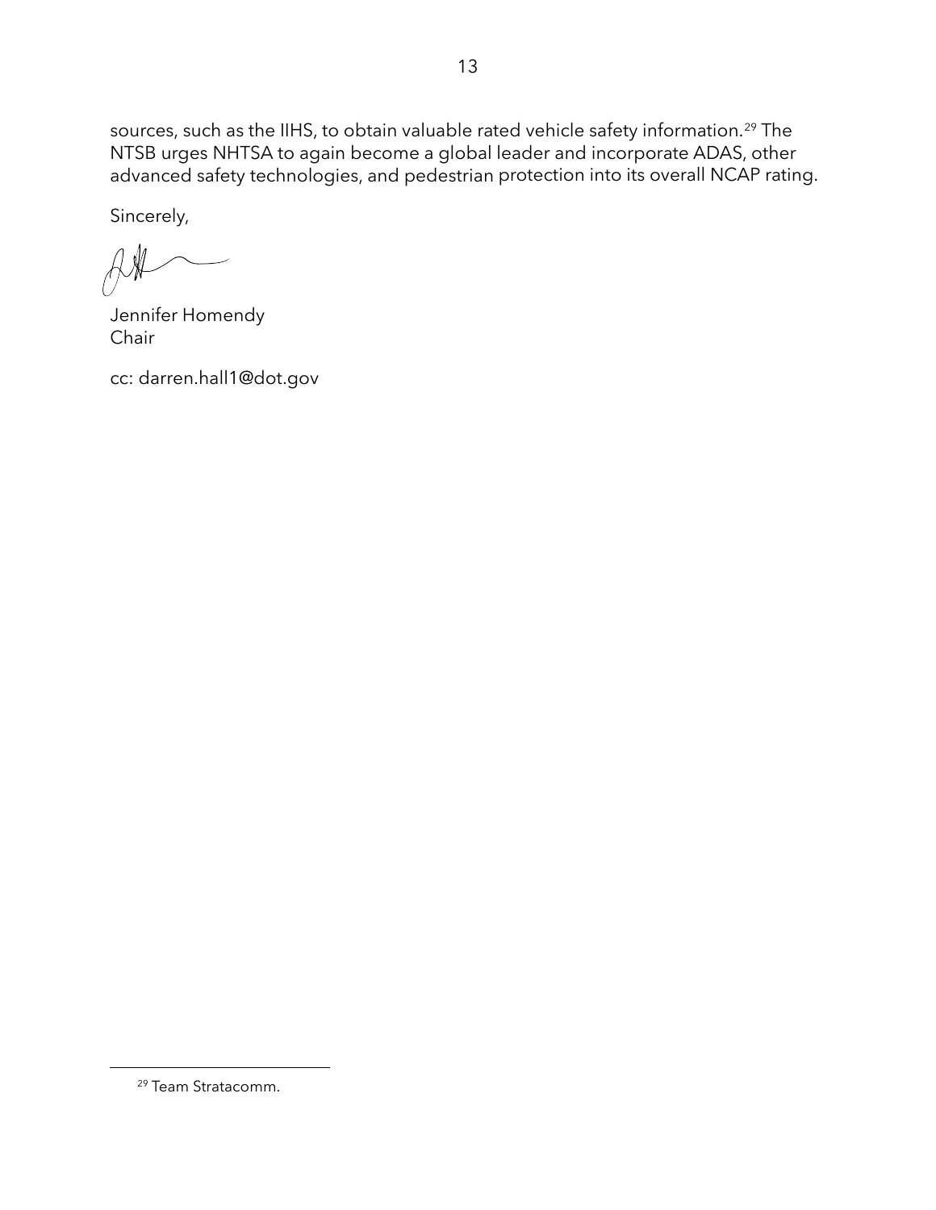sources, such as the IIHS, to obtain valuable rated vehicle safety information.[29] The NTSB urges NHTSA to again become a global leader and incorporate ADAS, other advanced safety technologies, and pedestrian protection into its overall NCAP rating.

Sincerely,

Jennifer Homendy
Chair

cc: darren.hall1@dot.gov

---

[29] Team Stratacomm.